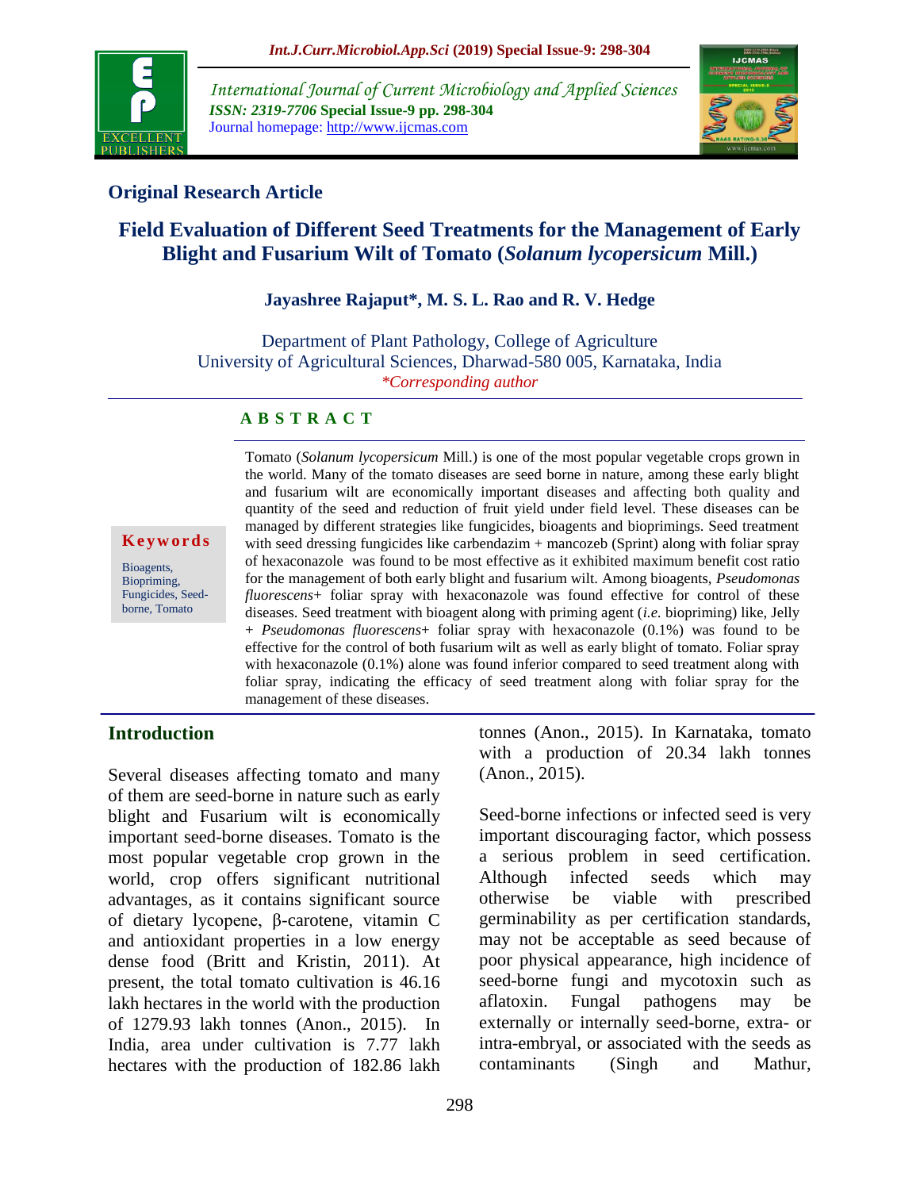## Original Research Article

# Field Evaluation of Different Seed Treatments for the Management of Early Blight and Fusarium Wilt of Tomato (*Solanum lycopersicum* Mill.)

**Jayashree Rajaput*, M. S. L. Rao and R. V. Hedge**

Department of Plant Pathology, College of Agriculture
University of Agricultural Sciences, Dharwad-580 005, Karnataka, India
*\*Corresponding author*

**Keywords**

Bioagents, Biopriming, Fungicides, Seed-borne, Tomato

### ABSTRACT

Tomato (*Solanum lycopersicum* Mill.) is one of the most popular vegetable crops grown in the world. Many of the tomato diseases are seed borne in nature, among these early blight and fusarium wilt are economically important diseases and affecting both quality and quantity of the seed and reduction of fruit yield under field level. These diseases can be managed by different strategies like fungicides, bioagents and bioprimings. Seed treatment with seed dressing fungicides like carbendazim + mancozeb (Sprint) along with foliar spray of hexaconazole was found to be most effective as it exhibited maximum benefit cost ratio for the management of both early blight and fusarium wilt. Among bioagents, *Pseudomonas fluorescens*+ foliar spray with hexaconazole was found effective for control of these diseases. Seed treatment with bioagent along with priming agent (*i.e.* biopriming) like, Jelly + *Pseudomonas fluorescens*+ foliar spray with hexaconazole (0.1%) was found to be effective for the control of both fusarium wilt as well as early blight of tomato. Foliar spray with hexaconazole (0.1%) alone was found inferior compared to seed treatment along with foliar spray, indicating the efficacy of seed treatment along with foliar spray for the management of these diseases.

## Introduction

Several diseases affecting tomato and many of them are seed-borne in nature such as early blight and Fusarium wilt is economically important seed-borne diseases. Tomato is the most popular vegetable crop grown in the world, crop offers significant nutritional advantages, as it contains significant source of dietary lycopene, β-carotene, vitamin C and antioxidant properties in a low energy dense food (Britt and Kristin, 2011). At present, the total tomato cultivation is 46.16 lakh hectares in the world with the production of 1279.93 lakh tonnes (Anon., 2015). In India, area under cultivation is 7.77 lakh hectares with the production of 182.86 lakh tonnes (Anon., 2015). In Karnataka, tomato with a production of 20.34 lakh tonnes (Anon., 2015).

Seed-borne infections or infected seed is very important discouraging factor, which possess a serious problem in seed certification. Although infected seeds which may otherwise be viable with prescribed germinability as per certification standards, may not be acceptable as seed because of poor physical appearance, high incidence of seed-borne fungi and mycotoxin such as aflatoxin. Fungal pathogens may be externally or internally seed-borne, extra- or intra-embryal, or associated with the seeds as contaminants (Singh and Mathur,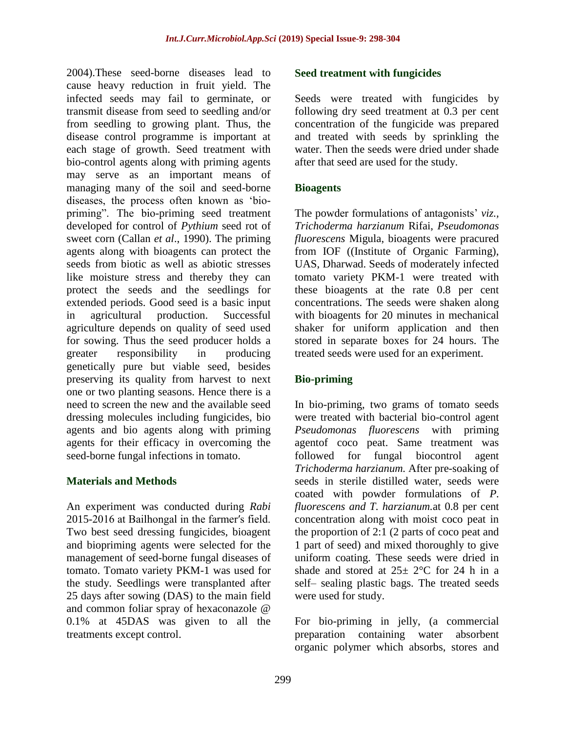2004).These seed-borne diseases lead to cause heavy reduction in fruit yield. The infected seeds may fail to germinate, or transmit disease from seed to seedling and/or from seedling to growing plant. Thus, the disease control programme is important at each stage of growth. Seed treatment with bio-control agents along with priming agents may serve as an important means of managing many of the soil and seed-borne diseases, the process often known as 'bio-priming". The bio-priming seed treatment developed for control of *Pythium* seed rot of sweet corn (Callan *et al*., 1990). The priming agents along with bioagents can protect the seeds from biotic as well as abiotic stresses like moisture stress and thereby they can protect the seeds and the seedlings for extended periods. Good seed is a basic input in agricultural production. Successful agriculture depends on quality of seed used for sowing. Thus the seed producer holds a greater responsibility in producing genetically pure but viable seed, besides preserving its quality from harvest to next one or two planting seasons. Hence there is a need to screen the new and the available seed dressing molecules including fungicides, bio agents and bio agents along with priming agents for their efficacy in overcoming the seed-borne fungal infections in tomato.

## Materials and Methods

An experiment was conducted during *Rabi* 2015-2016 at Bailhongal in the farmer′s field. Two best seed dressing fungicides, bioagent and biopriming agents were selected for the management of seed-borne fungal diseases of tomato. Tomato variety PKM-1 was used for the study. Seedlings were transplanted after 25 days after sowing (DAS) to the main field and common foliar spray of hexaconazole @ 0.1% at 45DAS was given to all the treatments except control.

### Seed treatment with fungicides

Seeds were treated with fungicides by following dry seed treatment at 0.3 per cent concentration of the fungicide was prepared and treated with seeds by sprinkling the water. Then the seeds were dried under shade after that seed are used for the study.

### Bioagents

The powder formulations of antagonists' *viz., Trichoderma harzianum* Rifai, *Pseudomonas fluorescens* Migula, bioagents were pracured from IOF ((Institute of Organic Farming), UAS, Dharwad. Seeds of moderately infected tomato variety PKM-1 were treated with these bioagents at the rate 0.8 per cent concentrations. The seeds were shaken along with bioagents for 20 minutes in mechanical shaker for uniform application and then stored in separate boxes for 24 hours. The treated seeds were used for an experiment.

### Bio-priming

In bio-priming, two grams of tomato seeds were treated with bacterial bio-control agent *Pseudomonas fluorescens* with priming agentof coco peat. Same treatment was followed for fungal biocontrol agent *Trichoderma harzianum.* After pre-soaking of seeds in sterile distilled water, seeds were coated with powder formulations of *P. fluorescens and T. harzianum*.at 0.8 per cent concentration along with moist coco peat in the proportion of 2:1 (2 parts of coco peat and 1 part of seed) and mixed thoroughly to give uniform coating. These seeds were dried in shade and stored at 25± 2°C for 24 h in a self– sealing plastic bags. The treated seeds were used for study.

For bio-priming in jelly, (a commercial preparation containing water absorbent organic polymer which absorbs, stores and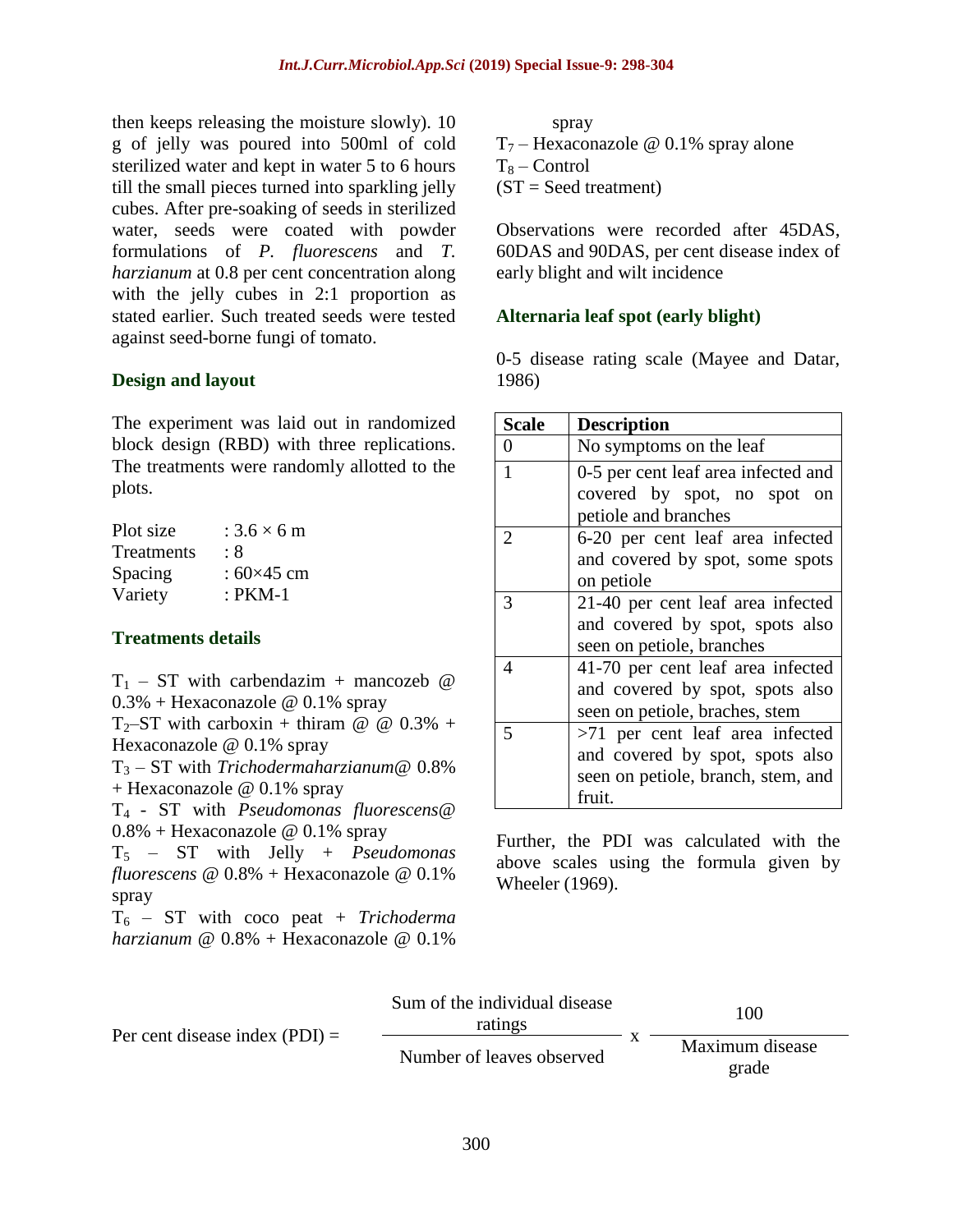then keeps releasing the moisture slowly). 10 g of jelly was poured into 500ml of cold sterilized water and kept in water 5 to 6 hours till the small pieces turned into sparkling jelly cubes. After pre-soaking of seeds in sterilized water, seeds were coated with powder formulations of *P. fluorescens* and *T. harzianum* at 0.8 per cent concentration along with the jelly cubes in 2:1 proportion as stated earlier. Such treated seeds were tested against seed-borne fungi of tomato.

### Design and layout

The experiment was laid out in randomized block design (RBD) with three replications. The treatments were randomly allotted to the plots.

Plot size : 3.6 × 6 m
Treatments : 8
Spacing : 60×45 cm
Variety : PKM-1

### Treatments details

$T_1$ – ST with carbendazim + mancozeb @ 0.3% + Hexaconazole @ 0.1% spray
$T_2$–ST with carboxin + thiram @ @ 0.3% + Hexaconazole @ 0.1% spray
$T_3$ – ST with *Trichodermaharzianum*@ 0.8% + Hexaconazole @ 0.1% spray
$T_4$ - ST with *Pseudomonas fluorescens*@ 0.8% + Hexaconazole @ 0.1% spray
$T_5$ – ST with Jelly + *Pseudomonas fluorescens* @ 0.8% + Hexaconazole @ 0.1% spray
$T_6$ – ST with coco peat + *Trichoderma harzianum* @ 0.8% + Hexaconazole @ 0.1% spray
$T_7$ – Hexaconazole @ 0.1% spray alone
$T_8$ – Control
(ST = Seed treatment)

Observations were recorded after 45DAS, 60DAS and 90DAS, per cent disease index of early blight and wilt incidence

### Alternaria leaf spot (early blight)

0-5 disease rating scale (Mayee and Datar, 1986)

| Scale | Description |
|---|---|
| 0 | No symptoms on the leaf |
| 1 | 0-5 per cent leaf area infected and covered by spot, no spot on petiole and branches |
| 2 | 6-20 per cent leaf area infected and covered by spot, some spots on petiole |
| 3 | 21-40 per cent leaf area infected and covered by spot, spots also seen on petiole, branches |
| 4 | 41-70 per cent leaf area infected and covered by spot, spots also seen on petiole, braches, stem |
| 5 | >71 per cent leaf area infected and covered by spot, spots also seen on petiole, branch, stem, and fruit. |

Further, the PDI was calculated with the above scales using the formula given by Wheeler (1969).

$$\text{Per cent disease index (PDI)} = \frac{\text{Sum of the individual disease ratings}}{\text{Number of leaves observed}} \times \frac{100}{\text{Maximum disease grade}}$$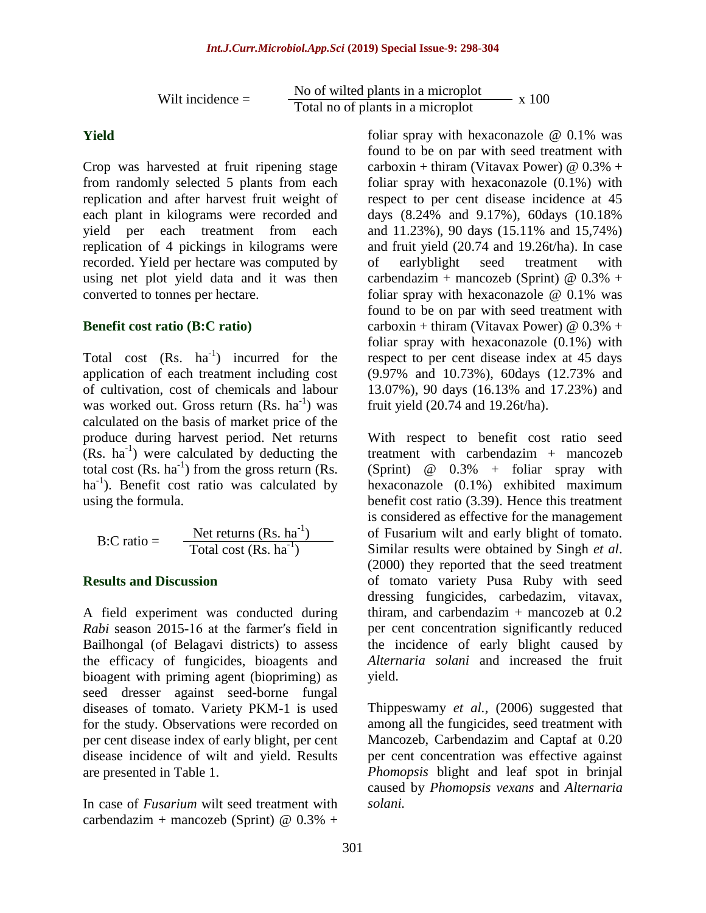$$\text{Wilt incidence} = \frac{\text{No of wilted plants in a microplot}}{\text{Total no of plants in a microplot}} \times 100$$

### Yield

Crop was harvested at fruit ripening stage from randomly selected 5 plants from each replication and after harvest fruit weight of each plant in kilograms were recorded and yield per each treatment from each replication of 4 pickings in kilograms were recorded. Yield per hectare was computed by using net plot yield data and it was then converted to tonnes per hectare.

### Benefit cost ratio (B:C ratio)

Total cost (Rs. $ha^{-1}$) incurred for the application of each treatment including cost of cultivation, cost of chemicals and labour was worked out. Gross return (Rs. $ha^{-1}$) was calculated on the basis of market price of the produce during harvest period. Net returns (Rs. $ha^{-1}$) were calculated by deducting the total cost (Rs. $ha^{-1}$) from the gross return (Rs. $ha^{-1}$). Benefit cost ratio was calculated by using the formula.

$$\text{B:C ratio} = \frac{\text{Net returns (Rs. ha}^{-1}\text{)}}{\text{Total cost (Rs. ha}^{-1}\text{)}}$$

## Results and Discussion

A field experiment was conducted during *Rabi* season 2015-16 at the farmer′s field in Bailhongal (of Belagavi districts) to assess the efficacy of fungicides, bioagents and bioagent with priming agent (biopriming) as seed dresser against seed-borne fungal diseases of tomato. Variety PKM-1 is used for the study. Observations were recorded on per cent disease index of early blight, per cent disease incidence of wilt and yield. Results are presented in Table 1.

In case of *Fusarium* wilt seed treatment with carbendazim + mancozeb (Sprint) @ 0.3% + foliar spray with hexaconazole @ 0.1% was found to be on par with seed treatment with carboxin + thiram (Vitavax Power) @ 0.3% + foliar spray with hexaconazole (0.1%) with respect to per cent disease incidence at 45 days (8.24% and 9.17%), 60days (10.18% and 11.23%), 90 days (15.11% and 15,74%) and fruit yield (20.74 and 19.26t/ha). In case of earlyblight seed treatment with carbendazim + mancozeb (Sprint) @ 0.3% + foliar spray with hexaconazole @ 0.1% was found to be on par with seed treatment with carboxin + thiram (Vitavax Power) @ 0.3% + foliar spray with hexaconazole (0.1%) with respect to per cent disease index at 45 days (9.97% and 10.73%), 60days (12.73% and 13.07%), 90 days (16.13% and 17.23%) and fruit yield (20.74 and 19.26t/ha).

With respect to benefit cost ratio seed treatment with carbendazim + mancozeb (Sprint) @ 0.3% + foliar spray with hexaconazole (0.1%) exhibited maximum benefit cost ratio (3.39). Hence this treatment is considered as effective for the management of Fusarium wilt and early blight of tomato. Similar results were obtained by Singh *et al*. (2000) they reported that the seed treatment of tomato variety Pusa Ruby with seed dressing fungicides, carbedazim, vitavax, thiram, and carbendazim + mancozeb at 0.2 per cent concentration significantly reduced the incidence of early blight caused by *Alternaria solani* and increased the fruit yield.

Thippeswamy *et al.,* (2006) suggested that among all the fungicides, seed treatment with Mancozeb, Carbendazim and Captaf at 0.20 per cent concentration was effective against *Phomopsis* blight and leaf spot in brinjal caused by *Phomopsis vexans* and *Alternaria solani.*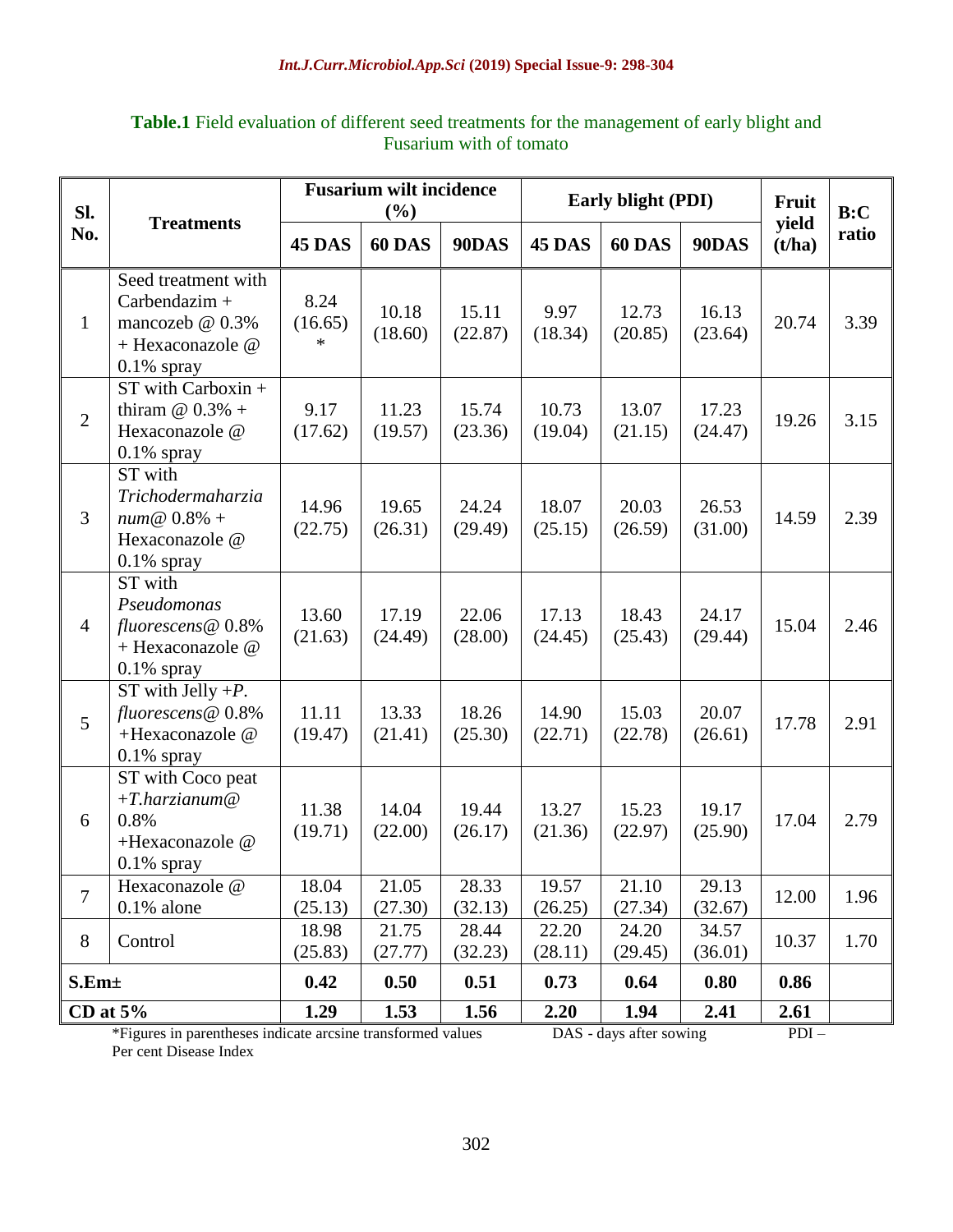**Table.1** Field evaluation of different seed treatments for the management of early blight and Fusarium with of tomato

| Sl. No. | Treatments | Fusarium wilt incidence (%) | | | Early blight (PDI) | | | Fruit yield (t/ha) | B:C ratio |
|---|---|---|---|---|---|---|---|---|---|
| | | 45 DAS | 60 DAS | 90DAS | 45 DAS | 60 DAS | 90DAS | | |
| 1 | Seed treatment with Carbendazim + mancozeb @ 0.3% + Hexaconazole @ 0.1% spray | 8.24 (16.65) * | 10.18 (18.60) | 15.11 (22.87) | 9.97 (18.34) | 12.73 (20.85) | 16.13 (23.64) | 20.74 | 3.39 |
| 2 | ST with Carboxin + thiram @ 0.3% + Hexaconazole @ 0.1% spray | 9.17 (17.62) | 11.23 (19.57) | 15.74 (23.36) | 10.73 (19.04) | 13.07 (21.15) | 17.23 (24.47) | 19.26 | 3.15 |
| 3 | ST with *Trichodermaharzia num*@ 0.8% + Hexaconazole @ 0.1% spray | 14.96 (22.75) | 19.65 (26.31) | 24.24 (29.49) | 18.07 (25.15) | 20.03 (26.59) | 26.53 (31.00) | 14.59 | 2.39 |
| 4 | ST with *Pseudomonas fluorescens*@ 0.8% + Hexaconazole @ 0.1% spray | 13.60 (21.63) | 17.19 (24.49) | 22.06 (28.00) | 17.13 (24.45) | 18.43 (25.43) | 24.17 (29.44) | 15.04 | 2.46 |
| 5 | ST with Jelly +*P. fluorescens*@ 0.8% +Hexaconazole @ 0.1% spray | 11.11 (19.47) | 13.33 (21.41) | 18.26 (25.30) | 14.90 (22.71) | 15.03 (22.78) | 20.07 (26.61) | 17.78 | 2.91 |
| 6 | ST with Coco peat +*T.harzianum*@ 0.8% +Hexaconazole @ 0.1% spray | 11.38 (19.71) | 14.04 (22.00) | 19.44 (26.17) | 13.27 (21.36) | 15.23 (22.97) | 19.17 (25.90) | 17.04 | 2.79 |
| 7 | Hexaconazole @ 0.1% alone | 18.04 (25.13) | 21.05 (27.30) | 28.33 (32.13) | 19.57 (26.25) | 21.10 (27.34) | 29.13 (32.67) | 12.00 | 1.96 |
| 8 | Control | 18.98 (25.83) | 21.75 (27.77) | 28.44 (32.23) | 22.20 (28.11) | 24.20 (29.45) | 34.57 (36.01) | 10.37 | 1.70 |
| **S.Em±** | | **0.42** | **0.50** | **0.51** | **0.73** | **0.64** | **0.80** | **0.86** | |
| **CD at 5%** | | **1.29** | **1.53** | **1.56** | **2.20** | **1.94** | **2.41** | **2.61** | |

*Figures in parentheses indicate arcsine transformed values DAS - days after sowing PDI – Per cent Disease Index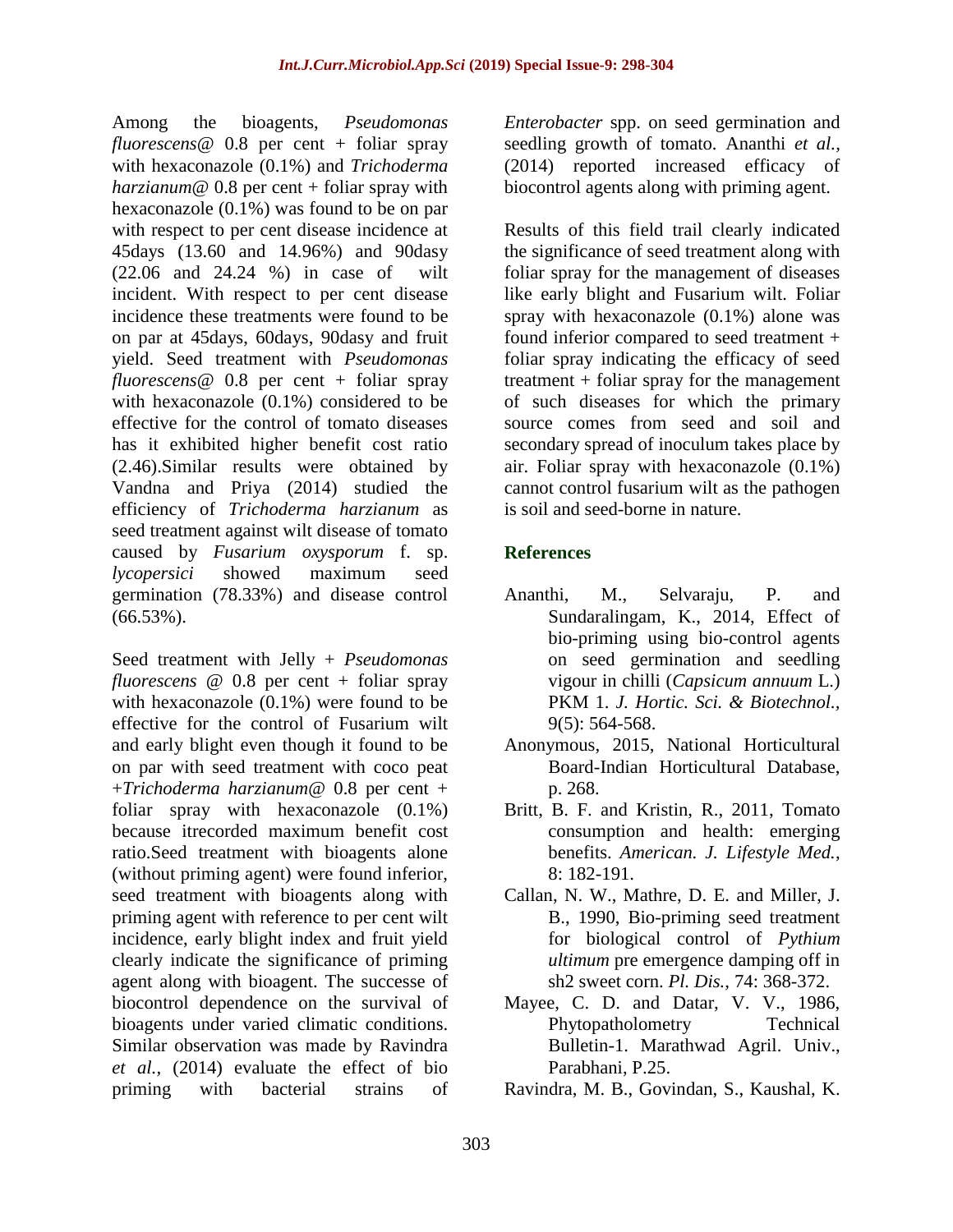Among the bioagents, *Pseudomonas fluorescens*@ 0.8 per cent + foliar spray with hexaconazole (0.1%) and *Trichoderma harzianum*@ 0.8 per cent + foliar spray with hexaconazole (0.1%) was found to be on par with respect to per cent disease incidence at 45days (13.60 and 14.96%) and 90dasy (22.06 and 24.24 %) in case of wilt incident. With respect to per cent disease incidence these treatments were found to be on par at 45days, 60days, 90dasy and fruit yield. Seed treatment with *Pseudomonas fluorescens*@ 0.8 per cent + foliar spray with hexaconazole (0.1%) considered to be effective for the control of tomato diseases has it exhibited higher benefit cost ratio (2.46).Similar results were obtained by Vandna and Priya (2014) studied the efficiency of *Trichoderma harzianum* as seed treatment against wilt disease of tomato caused by *Fusarium oxysporum* f. sp. *lycopersici* showed maximum seed germination (78.33%) and disease control (66.53%).

Seed treatment with Jelly + *Pseudomonas fluorescens* @ 0.8 per cent + foliar spray with hexaconazole (0.1%) were found to be effective for the control of Fusarium wilt and early blight even though it found to be on par with seed treatment with coco peat +*Trichoderma harzianum*@ 0.8 per cent + foliar spray with hexaconazole (0.1%) because itrecorded maximum benefit cost ratio.Seed treatment with bioagents alone (without priming agent) were found inferior, seed treatment with bioagents along with priming agent with reference to per cent wilt incidence, early blight index and fruit yield clearly indicate the significance of priming agent along with bioagent. The successe of biocontrol dependence on the survival of bioagents under varied climatic conditions. Similar observation was made by Ravindra *et al.,* (2014) evaluate the effect of bio priming with bacterial strains of *Enterobacter* spp. on seed germination and seedling growth of tomato. Ananthi *et al.,* (2014) reported increased efficacy of biocontrol agents along with priming agent.

Results of this field trail clearly indicated the significance of seed treatment along with foliar spray for the management of diseases like early blight and Fusarium wilt. Foliar spray with hexaconazole (0.1%) alone was found inferior compared to seed treatment + foliar spray indicating the efficacy of seed treatment + foliar spray for the management of such diseases for which the primary source comes from seed and soil and secondary spread of inoculum takes place by air. Foliar spray with hexaconazole (0.1%) cannot control fusarium wilt as the pathogen is soil and seed-borne in nature.

## References

Ananthi, M., Selvaraju, P. and Sundaralingam, K., 2014, Effect of bio-priming using bio-control agents on seed germination and seedling vigour in chilli (*Capsicum annuum* L.) PKM 1. *J. Hortic. Sci. & Biotechnol.,* 9(5): 564-568.

Anonymous, 2015, National Horticultural Board-Indian Horticultural Database, p. 268.

Britt, B. F. and Kristin, R., 2011, Tomato consumption and health: emerging benefits. *American. J. Lifestyle Med.,* 8: 182-191.

Callan, N. W., Mathre, D. E. and Miller, J. B., 1990, Bio-priming seed treatment for biological control of *Pythium ultimum* pre emergence damping off in sh2 sweet corn. *Pl. Dis.,* 74: 368-372.

Mayee, C. D. and Datar, V. V., 1986, Phytopatholometry Technical Bulletin-1. Marathwad Agril. Univ., Parabhani, P.25.

Ravindra, M. B., Govindan, S., Kaushal, K.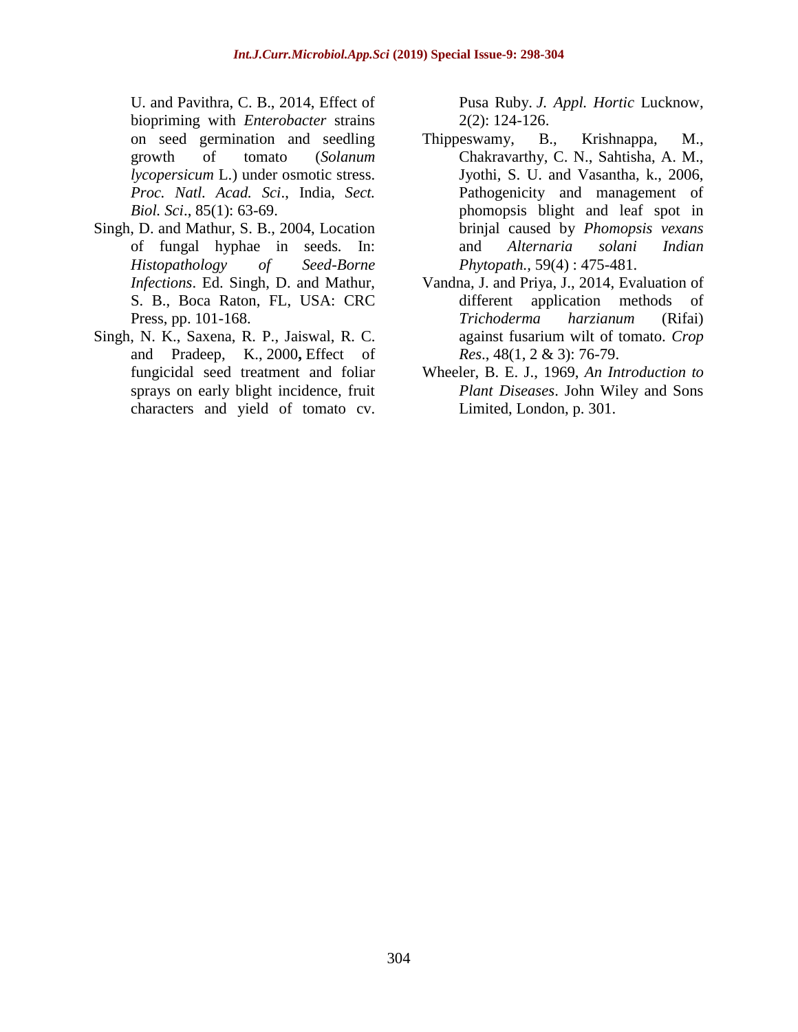U. and Pavithra, C. B., 2014, Effect of biopriming with *Enterobacter* strains on seed germination and seedling growth of tomato (*Solanum lycopersicum* L.) under osmotic stress. *Proc. Natl. Acad. Sci*., India, *Sect. Biol. Sci*., 85(1): 63-69.

Singh, D. and Mathur, S. B., 2004, Location of fungal hyphae in seeds. In: *Histopathology of Seed-Borne Infections*. Ed. Singh, D. and Mathur, S. B., Boca Raton, FL, USA: CRC Press, pp. 101-168.

Singh, N. K., Saxena, R. P., Jaiswal, R. C. and Pradeep, K., 2000**,** Effect of fungicidal seed treatment and foliar sprays on early blight incidence, fruit characters and yield of tomato cv. Pusa Ruby. *J. Appl. Hortic* Lucknow, 2(2): 124-126.

Thippeswamy, B., Krishnappa, M., Chakravarthy, C. N., Sahtisha, A. M., Jyothi, S. U. and Vasantha, k., 2006, Pathogenicity and management of phomopsis blight and leaf spot in brinjal caused by *Phomopsis vexans* and *Alternaria solani Indian Phytopath.*, 59(4) : 475-481.

Vandna, J. and Priya, J., 2014, Evaluation of different application methods of *Trichoderma harzianum* (Rifai) against fusarium wilt of tomato. *Crop Res*., 48(1, 2 & 3): 76-79.

Wheeler, B. E. J., 1969, *An Introduction to Plant Diseases*. John Wiley and Sons Limited, London, p. 301.